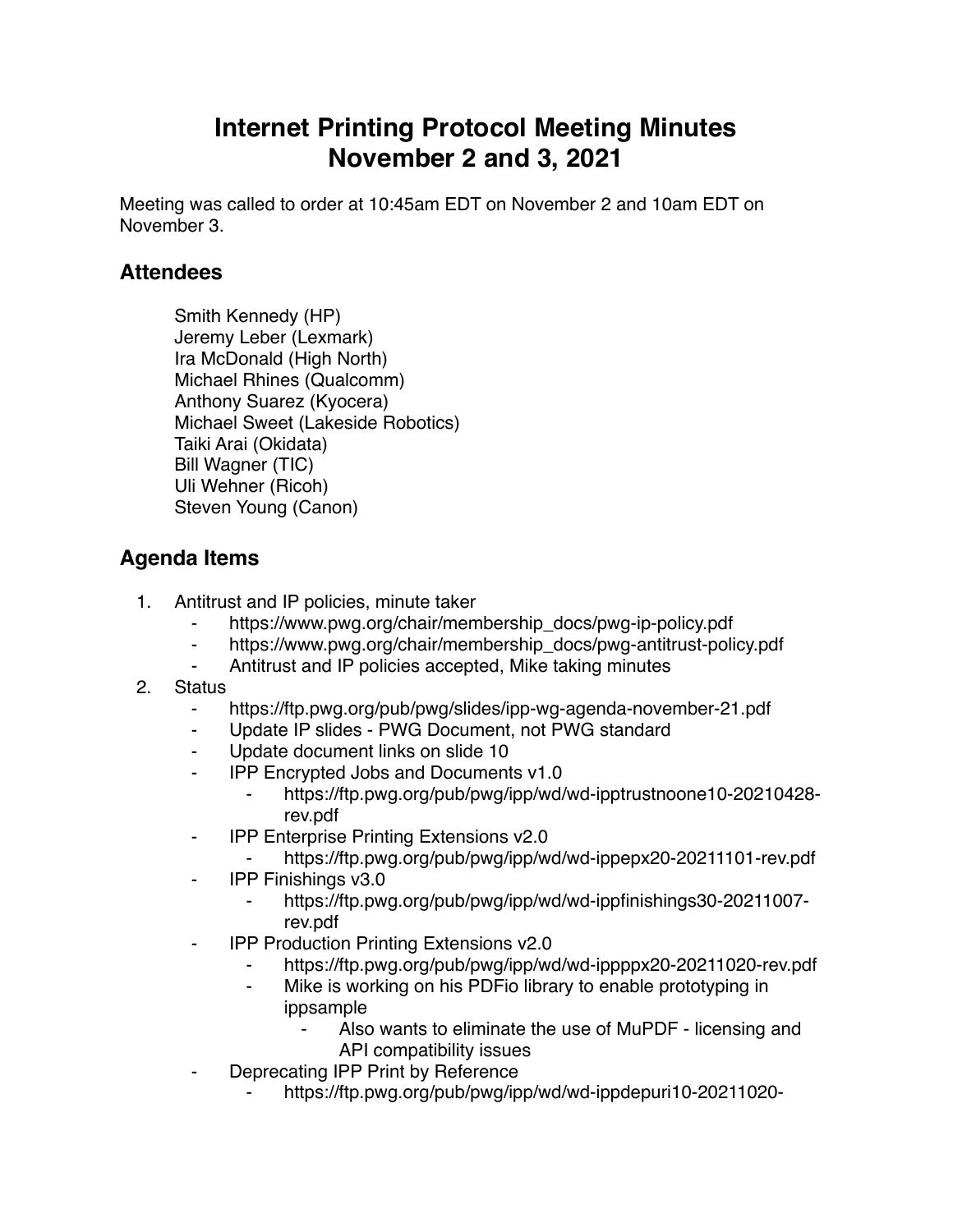# Internet Printing Protocol Meeting Minutes
# November 2 and 3, 2021

Meeting was called to order at 10:45am EDT on November 2 and 10am EDT on November 3.

## Attendees

Smith Kennedy (HP)
Jeremy Leber (Lexmark)
Ira McDonald (High North)
Michael Rhines (Qualcomm)
Anthony Suarez (Kyocera)
Michael Sweet (Lakeside Robotics)
Taiki Arai (Okidata)
Bill Wagner (TIC)
Uli Wehner (Ricoh)
Steven Young (Canon)

## Agenda Items

1. Antitrust and IP policies, minute taker
    - https://www.pwg.org/chair/membership_docs/pwg-ip-policy.pdf
    - https://www.pwg.org/chair/membership_docs/pwg-antitrust-policy.pdf
    - Antitrust and IP policies accepted, Mike taking minutes
2. Status
    - https://ftp.pwg.org/pub/pwg/slides/ipp-wg-agenda-november-21.pdf
    - Update IP slides - PWG Document, not PWG standard
    - Update document links on slide 10
    - IPP Encrypted Jobs and Documents v1.0
        - https://ftp.pwg.org/pub/pwg/ipp/wd/wd-ipptrustnoone10-20210428-rev.pdf
    - IPP Enterprise Printing Extensions v2.0
        - https://ftp.pwg.org/pub/pwg/ipp/wd/wd-ippepx20-20211101-rev.pdf
    - IPP Finishings v3.0
        - https://ftp.pwg.org/pub/pwg/ipp/wd/wd-ippfinishings30-20211007-rev.pdf
    - IPP Production Printing Extensions v2.0
        - https://ftp.pwg.org/pub/pwg/ipp/wd/wd-ippppx20-20211020-rev.pdf
        - Mike is working on his PDFio library to enable prototyping in ippsample
            - Also wants to eliminate the use of MuPDF - licensing and API compatibility issues
    - Deprecating IPP Print by Reference
        - https://ftp.pwg.org/pub/pwg/ipp/wd/wd-ippdepuri10-20211020-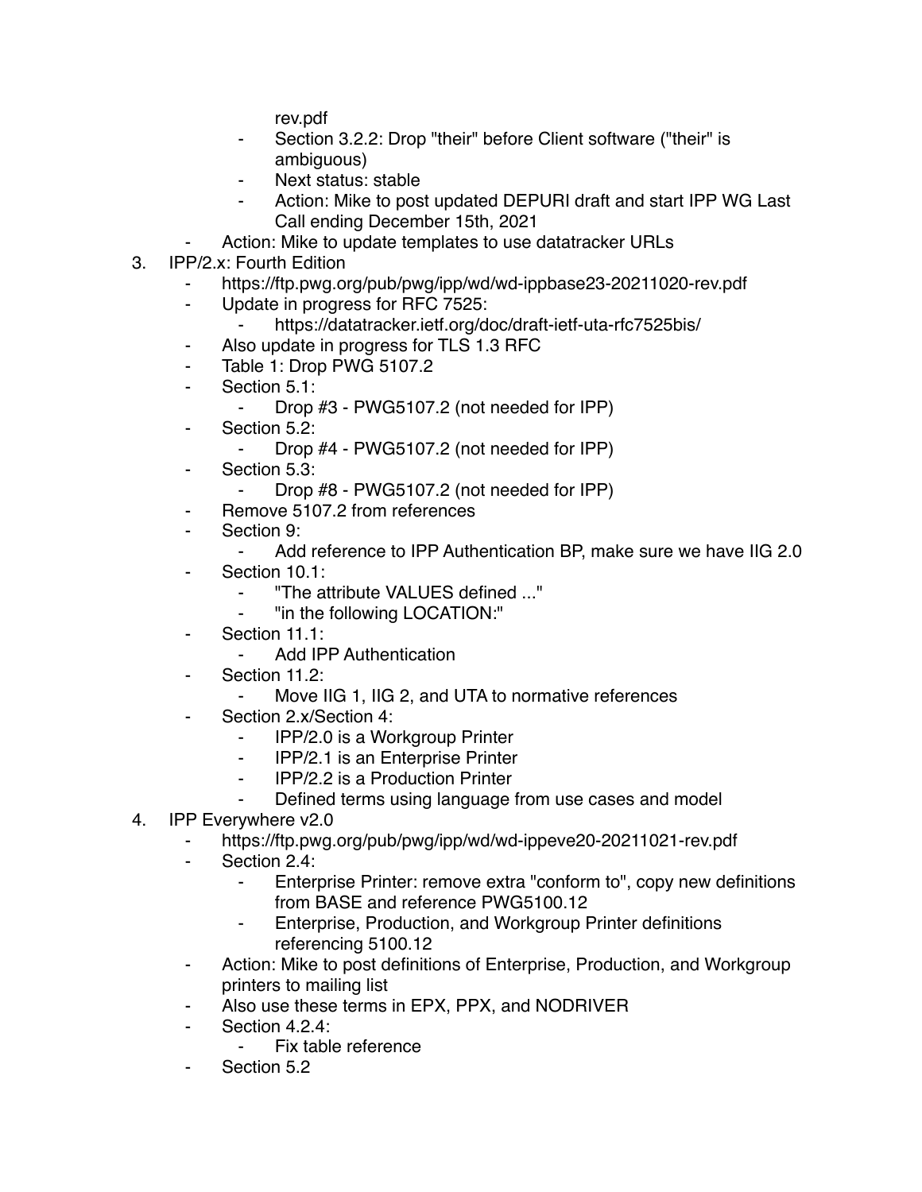rev.pdf
        - Section 3.2.2: Drop "their" before Client software ("their" is ambiguous)
        - Next status: stable
        - Action: Mike to post updated DEPURI draft and start IPP WG Last Call ending December 15th, 2021
    - Action: Mike to update templates to use datatracker URLs
3. IPP/2.x: Fourth Edition
    - https://ftp.pwg.org/pub/pwg/ipp/wd/wd-ippbase23-20211020-rev.pdf
    - Update in progress for RFC 7525:
        - https://datatracker.ietf.org/doc/draft-ietf-uta-rfc7525bis/
    - Also update in progress for TLS 1.3 RFC
    - Table 1: Drop PWG 5107.2
    - Section 5.1:
        - Drop #3 - PWG5107.2 (not needed for IPP)
    - Section 5.2:
        - Drop #4 - PWG5107.2 (not needed for IPP)
    - Section 5.3:
        - Drop #8 - PWG5107.2 (not needed for IPP)
    - Remove 5107.2 from references
    - Section 9:
        - Add reference to IPP Authentication BP, make sure we have IIG 2.0
    - Section 10.1:
        - "The attribute VALUES defined ..."
        - "in the following LOCATION:"
    - Section 11.1:
        - Add IPP Authentication
    - Section 11.2:
        - Move IIG 1, IIG 2, and UTA to normative references
    - Section 2.x/Section 4:
        - IPP/2.0 is a Workgroup Printer
        - IPP/2.1 is an Enterprise Printer
        - IPP/2.2 is a Production Printer
        - Defined terms using language from use cases and model
4. IPP Everywhere v2.0
    - https://ftp.pwg.org/pub/pwg/ipp/wd/wd-ippeve20-20211021-rev.pdf
    - Section 2.4:
        - Enterprise Printer: remove extra "conform to", copy new definitions from BASE and reference PWG5100.12
        - Enterprise, Production, and Workgroup Printer definitions referencing 5100.12
    - Action: Mike to post definitions of Enterprise, Production, and Workgroup printers to mailing list
    - Also use these terms in EPX, PPX, and NODRIVER
    - Section 4.2.4:
        - Fix table reference
    - Section 5.2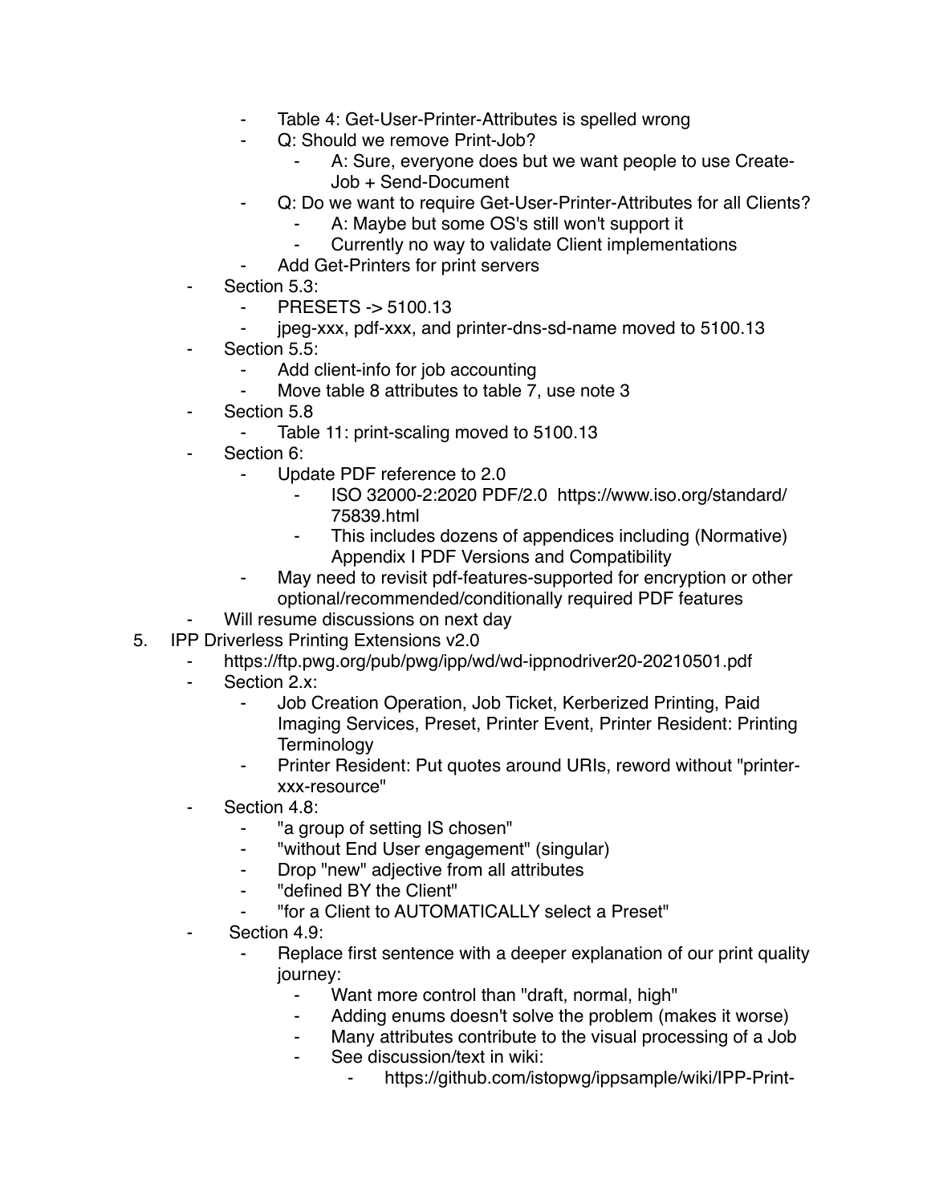- Table 4: Get-User-Printer-Attributes is spelled wrong
        - Q: Should we remove Print-Job?
            - A: Sure, everyone does but we want people to use Create-Job + Send-Document
        - Q: Do we want to require Get-User-Printer-Attributes for all Clients?
            - A: Maybe but some OS's still won't support it
            - Currently no way to validate Client implementations
        - Add Get-Printers for print servers
    - Section 5.3:
        - PRESETS -> 5100.13
        - jpeg-xxx, pdf-xxx, and printer-dns-sd-name moved to 5100.13
    - Section 5.5:
        - Add client-info for job accounting
        - Move table 8 attributes to table 7, use note 3
    - Section 5.8
        - Table 11: print-scaling moved to 5100.13
    - Section 6:
        - Update PDF reference to 2.0
            - ISO 32000-2:2020 PDF/2.0 https://www.iso.org/standard/75839.html
            - This includes dozens of appendices including (Normative) Appendix I PDF Versions and Compatibility
        - May need to revisit pdf-features-supported for encryption or other optional/recommended/conditionally required PDF features
    - Will resume discussions on next day

5. IPP Driverless Printing Extensions v2.0
    - https://ftp.pwg.org/pub/pwg/ipp/wd/wd-ippnodriver20-20210501.pdf
    - Section 2.x:
        - Job Creation Operation, Job Ticket, Kerberized Printing, Paid Imaging Services, Preset, Printer Event, Printer Resident: Printing Terminology
        - Printer Resident: Put quotes around URIs, reword without "printer-xxx-resource"
    - Section 4.8:
        - "a group of setting IS chosen"
        - "without End User engagement" (singular)
        - Drop "new" adjective from all attributes
        - "defined BY the Client"
        - "for a Client to AUTOMATICALLY select a Preset"
    - Section 4.9:
        - Replace first sentence with a deeper explanation of our print quality journey:
            - Want more control than "draft, normal, high"
            - Adding enums doesn't solve the problem (makes it worse)
            - Many attributes contribute to the visual processing of a Job
            - See discussion/text in wiki:
                - https://github.com/istopwg/ippsample/wiki/IPP-Print-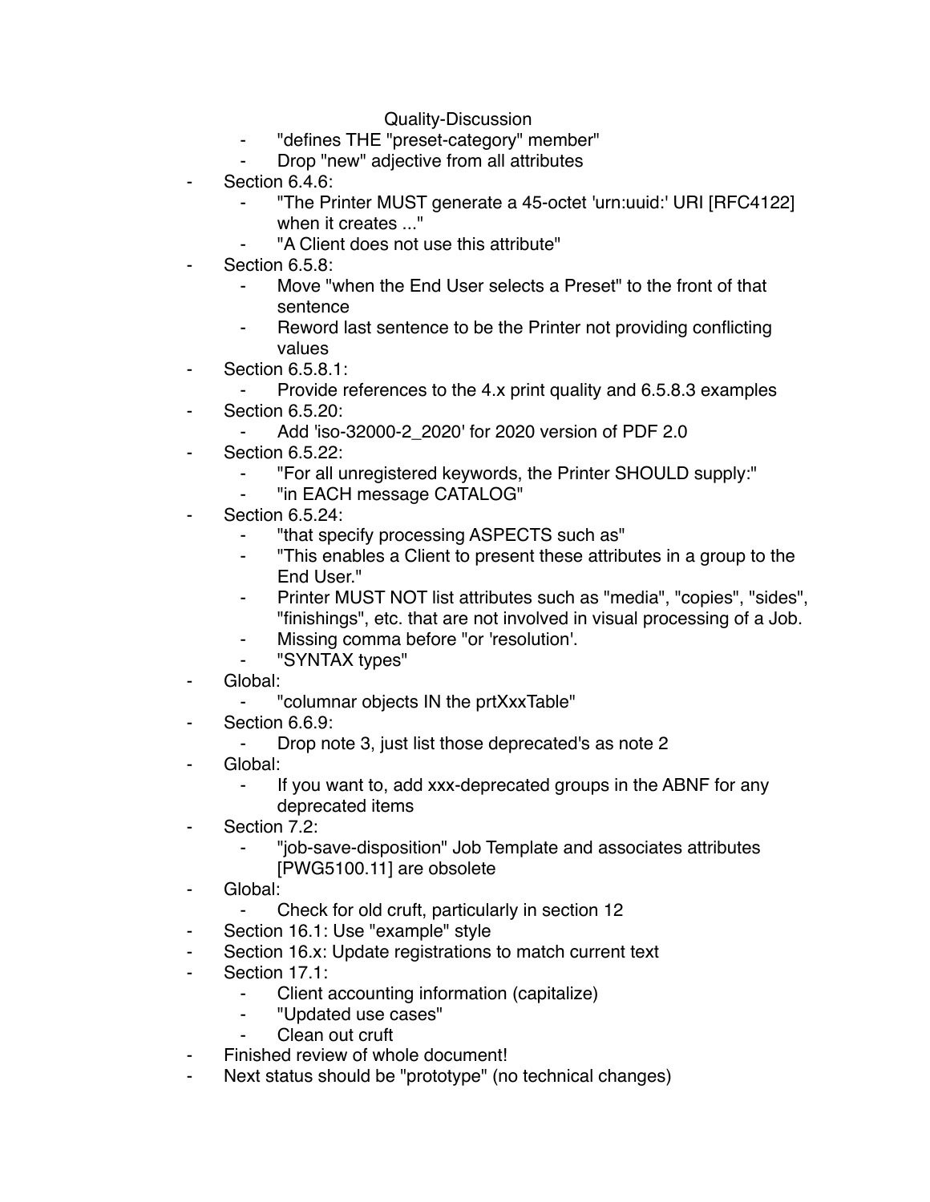Quality-Discussion

    - "defines THE "preset-category" member"
    - Drop "new" adjective from all attributes
- Section 6.4.6:
    - "The Printer MUST generate a 45-octet 'urn:uuid:' URI [RFC4122] when it creates ..."
    - "A Client does not use this attribute"
- Section 6.5.8:
    - Move "when the End User selects a Preset" to the front of that sentence
    - Reword last sentence to be the Printer not providing conflicting values
- Section 6.5.8.1:
    - Provide references to the 4.x print quality and 6.5.8.3 examples
- Section 6.5.20:
    - Add 'iso-32000-2_2020' for 2020 version of PDF 2.0
- Section 6.5.22:
    - "For all unregistered keywords, the Printer SHOULD supply:"
    - "in EACH message CATALOG"
- Section 6.5.24:
    - "that specify processing ASPECTS such as"
    - "This enables a Client to present these attributes in a group to the End User."
    - Printer MUST NOT list attributes such as "media", "copies", "sides", "finishings", etc. that are not involved in visual processing of a Job.
    - Missing comma before "or 'resolution'.
    - "SYNTAX types"
- Global:
    - "columnar objects IN the prtXxxTable"
- Section 6.6.9:
    - Drop note 3, just list those deprecated's as note 2
- Global:
    - If you want to, add xxx-deprecated groups in the ABNF for any deprecated items
- Section 7.2:
    - "job-save-disposition" Job Template and associates attributes [PWG5100.11] are obsolete
- Global:
    - Check for old cruft, particularly in section 12
- Section 16.1: Use "example" style
- Section 16.x: Update registrations to match current text
- Section 17.1:
    - Client accounting information (capitalize)
    - "Updated use cases"
    - Clean out cruft
- Finished review of whole document!
- Next status should be "prototype" (no technical changes)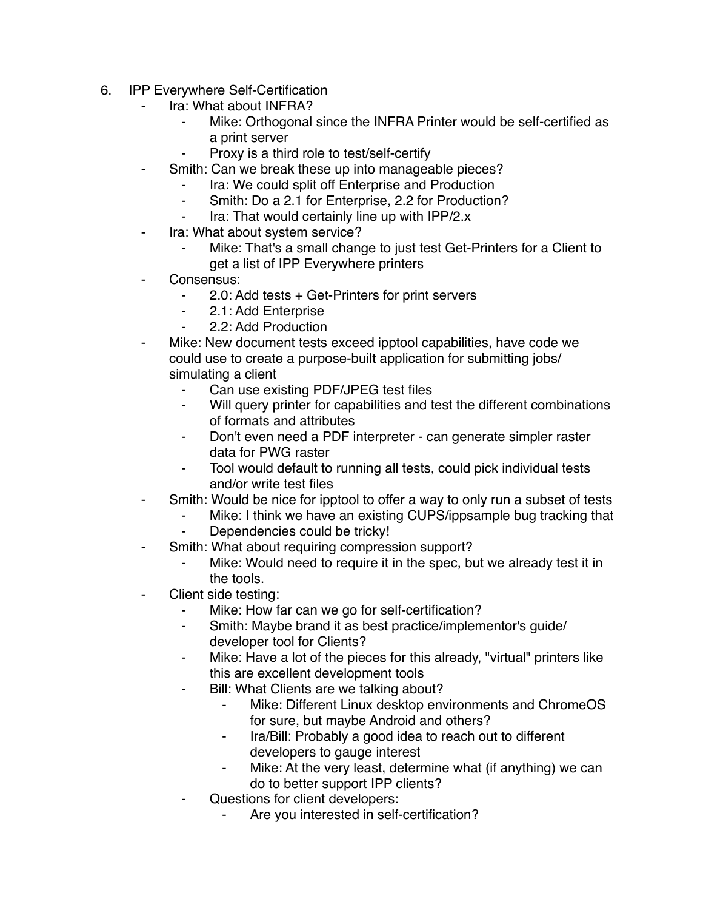6. IPP Everywhere Self-Certification
    - Ira: What about INFRA?
        - Mike: Orthogonal since the INFRA Printer would be self-certified as a print server
        - Proxy is a third role to test/self-certify
    - Smith: Can we break these up into manageable pieces?
        - Ira: We could split off Enterprise and Production
        - Smith: Do a 2.1 for Enterprise, 2.2 for Production?
        - Ira: That would certainly line up with IPP/2.x
    - Ira: What about system service?
        - Mike: That's a small change to just test Get-Printers for a Client to get a list of IPP Everywhere printers
    - Consensus:
        - 2.0: Add tests + Get-Printers for print servers
        - 2.1: Add Enterprise
        - 2.2: Add Production
    - Mike: New document tests exceed ipptool capabilities, have code we could use to create a purpose-built application for submitting jobs/ simulating a client
        - Can use existing PDF/JPEG test files
        - Will query printer for capabilities and test the different combinations of formats and attributes
        - Don't even need a PDF interpreter - can generate simpler raster data for PWG raster
        - Tool would default to running all tests, could pick individual tests and/or write test files
    - Smith: Would be nice for ipptool to offer a way to only run a subset of tests
        - Mike: I think we have an existing CUPS/ippsample bug tracking that
        - Dependencies could be tricky!
    - Smith: What about requiring compression support?
        - Mike: Would need to require it in the spec, but we already test it in the tools.
    - Client side testing:
        - Mike: How far can we go for self-certification?
        - Smith: Maybe brand it as best practice/implementor's guide/ developer tool for Clients?
        - Mike: Have a lot of the pieces for this already, "virtual" printers like this are excellent development tools
        - Bill: What Clients are we talking about?
            - Mike: Different Linux desktop environments and ChromeOS for sure, but maybe Android and others?
            - Ira/Bill: Probably a good idea to reach out to different developers to gauge interest
            - Mike: At the very least, determine what (if anything) we can do to better support IPP clients?
        - Questions for client developers:
            - Are you interested in self-certification?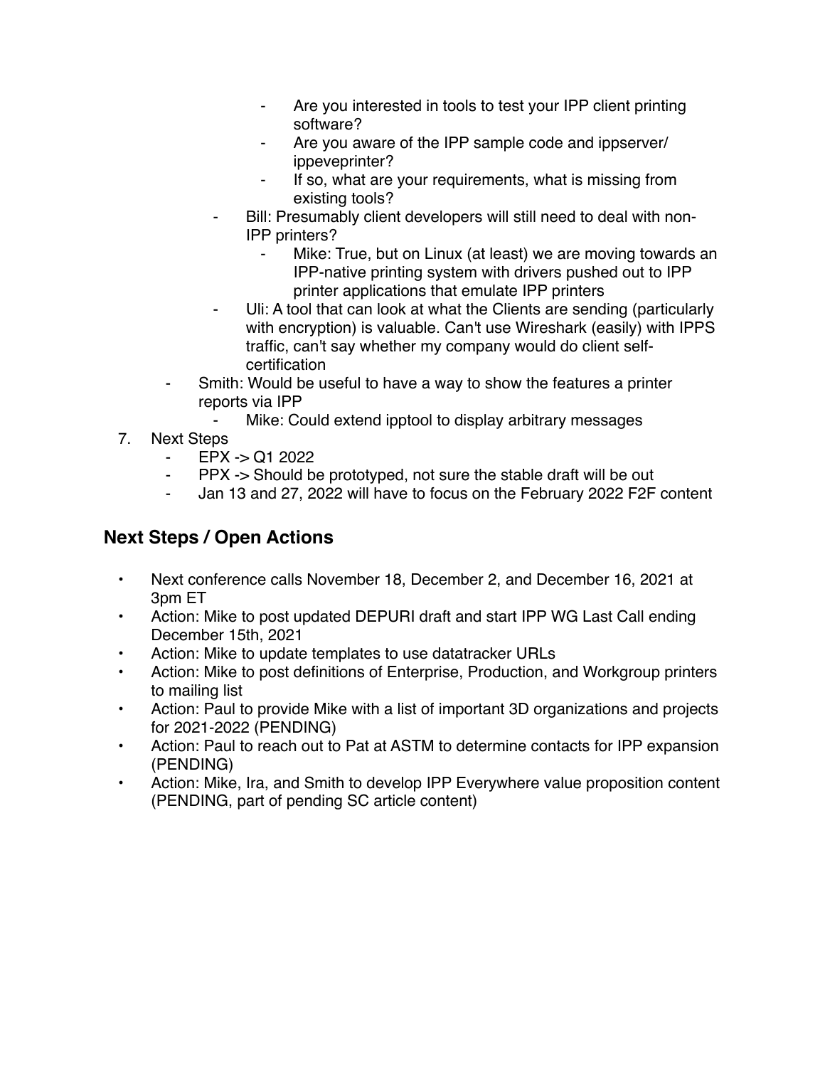- Are you interested in tools to test your IPP client printing software?
        - Are you aware of the IPP sample code and ippserver/ippeveprinter?
        - If so, what are your requirements, what is missing from existing tools?
    - Bill: Presumably client developers will still need to deal with non-IPP printers?
        - Mike: True, but on Linux (at least) we are moving towards an IPP-native printing system with drivers pushed out to IPP printer applications that emulate IPP printers
    - Uli: A tool that can look at what the Clients are sending (particularly with encryption) is valuable. Can't use Wireshark (easily) with IPPS traffic, can't say whether my company would do client self-certification
- Smith: Would be useful to have a way to show the features a printer reports via IPP
    - Mike: Could extend ipptool to display arbitrary messages

7. Next Steps
    - EPX -> Q1 2022
    - PPX -> Should be prototyped, not sure the stable draft will be out
    - Jan 13 and 27, 2022 will have to focus on the February 2022 F2F content

## Next Steps / Open Actions

- Next conference calls November 18, December 2, and December 16, 2021 at 3pm ET
- Action: Mike to post updated DEPURI draft and start IPP WG Last Call ending December 15th, 2021
- Action: Mike to update templates to use datatracker URLs
- Action: Mike to post definitions of Enterprise, Production, and Workgroup printers to mailing list
- Action: Paul to provide Mike with a list of important 3D organizations and projects for 2021-2022 (PENDING)
- Action: Paul to reach out to Pat at ASTM to determine contacts for IPP expansion (PENDING)
- Action: Mike, Ira, and Smith to develop IPP Everywhere value proposition content (PENDING, part of pending SC article content)